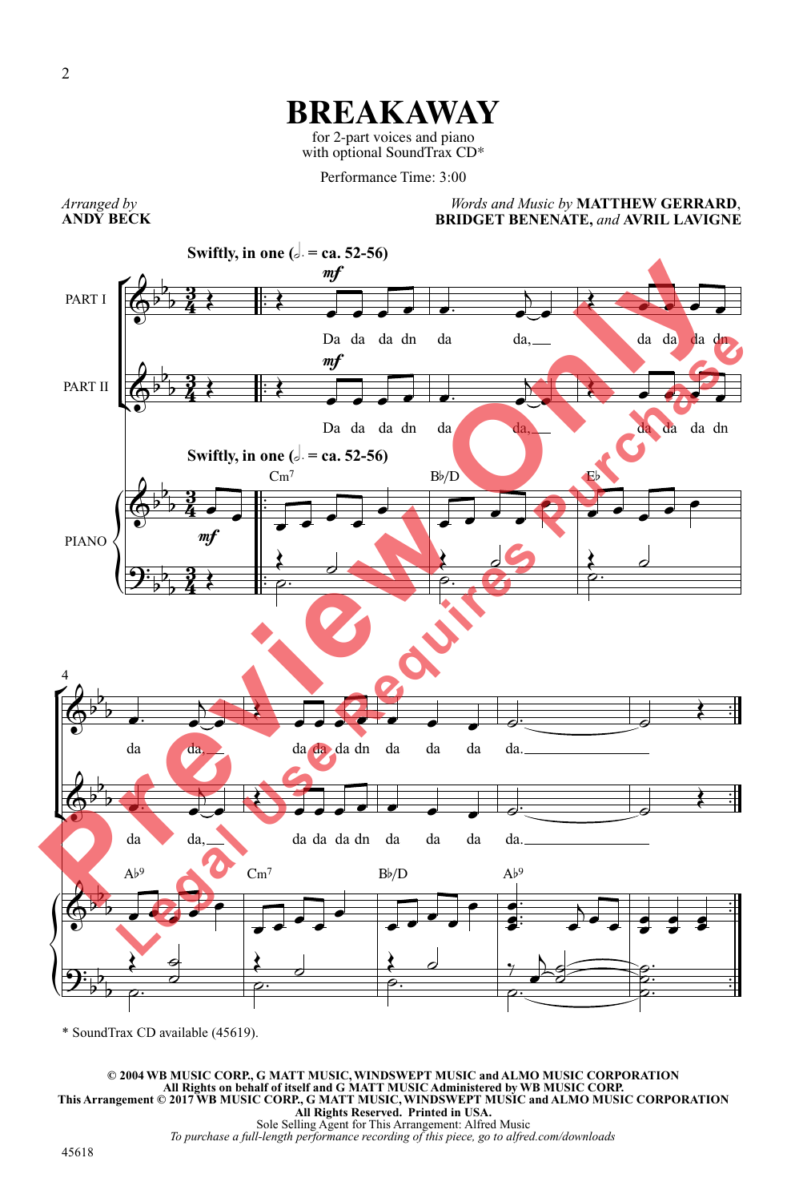# BREAKAWAY

for 2-part voices and piano
with optional SoundTrax CD*

Performance Time: 3:00

*Arranged by*
**ANDY BECK**

*Words and Music by* **MATTHEW GERRARD, BRIDGET BENENATE,** *and* **AVRIL LAVIGNE**

**Swiftly, in one** (♩. = ca. 52-56)

PART I: Da da da dn da da, da da da dn da da, da da da dn da da da da.

PART II: Da da da dn da da, da da da dn da da, da da da dn da da da da.

PIANO: Cm7 | B♭/D | E♭ | A♭9 | Cm7 | B♭/D | A♭9

\* SoundTrax CD available (45619).

**© 2004 WB MUSIC CORP., G MATT MUSIC, WINDSWEPT MUSIC and ALMO MUSIC CORPORATION**
**All Rights on behalf of itself and G MATT MUSIC Administered by WB MUSIC CORP.**
**This Arrangement © 2017 WB MUSIC CORP., G MATT MUSIC, WINDSWEPT MUSIC and ALMO MUSIC CORPORATION**
**All Rights Reserved. Printed in USA.**
Sole Selling Agent for This Arrangement: Alfred Music
*To purchase a full-length performance recording of this piece, go to alfred.com/downloads*

45618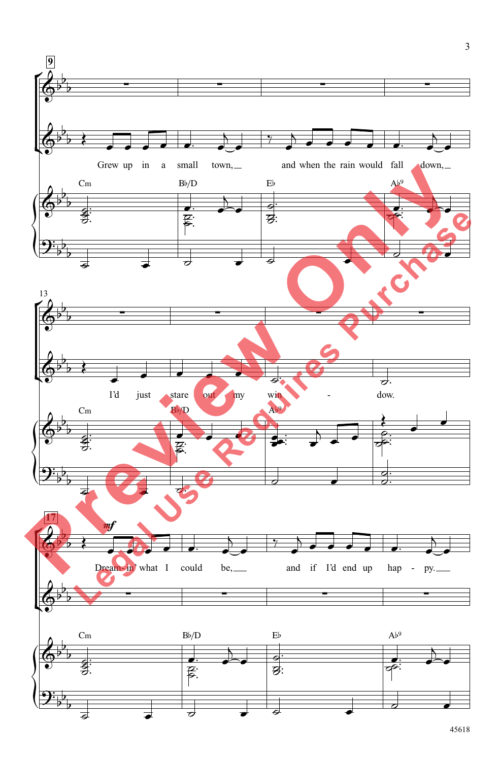9

Grew up in a small town, and when the rain would fall down,

Cm Bb/D Eb Ab9

13

I'd just stare out my win - dow.

Cm Bb/D Ab9

17

*mf*

Dream-in' what I could be, and if I'd end up hap - py.

Cm Bb/D Eb Ab9

45618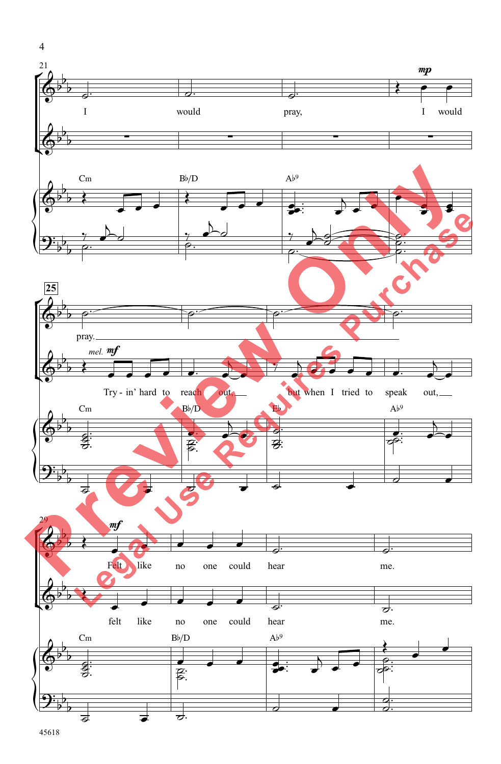I would pray, I would pray.

Try - in' hard to reach out, but when I tried to speak out,

Felt like no one could hear me.

felt like no one could hear me.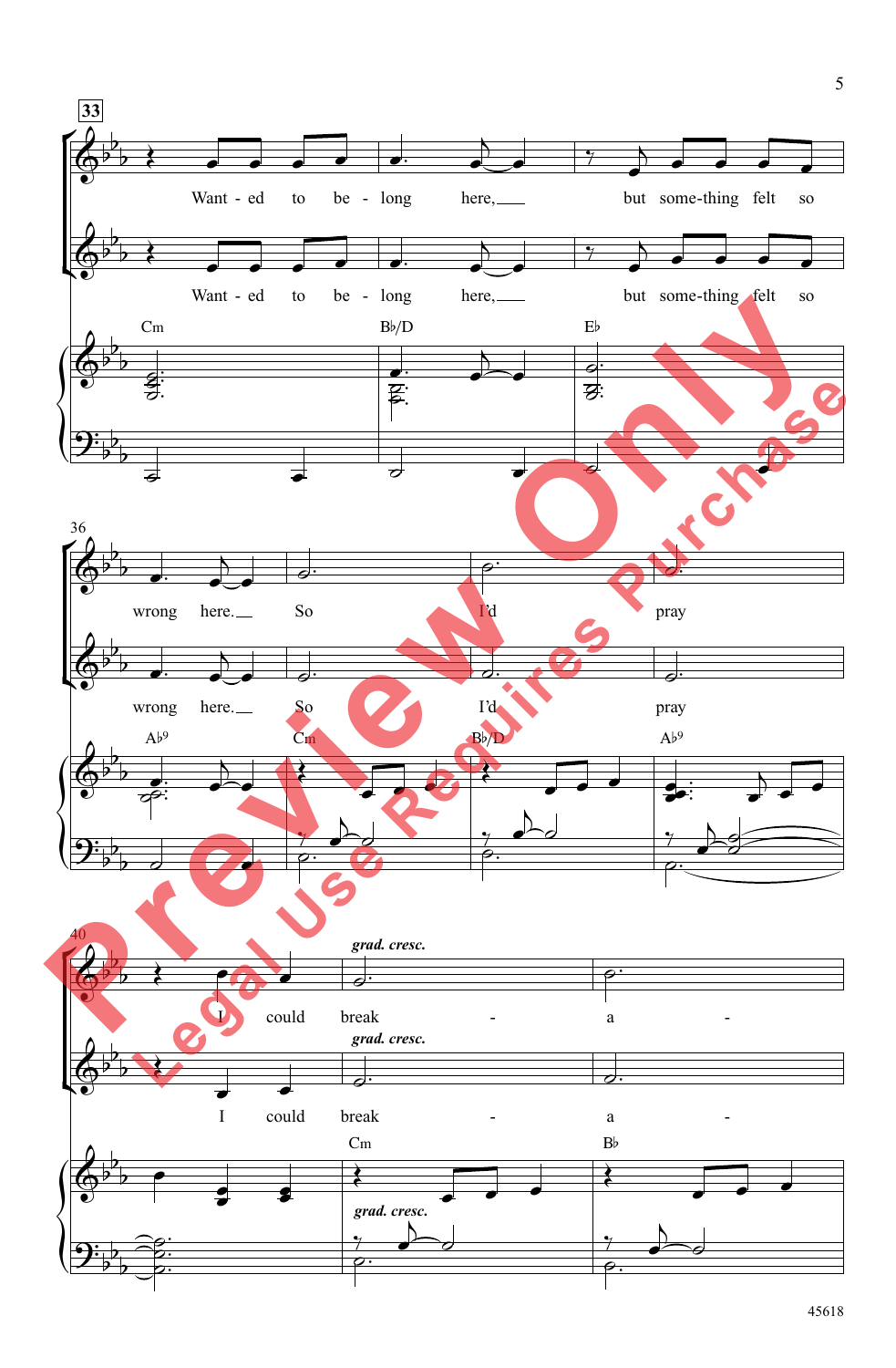33

Want - ed to be - long here, but some-thing felt so

Want - ed to be - long here, but some-thing felt so

Cm B♭/D E♭

36

wrong here. So I'd pray

wrong here. So I'd pray

A♭9 Cm B♭/D A♭9

40

I could break - a -

*grad. cresc.*

I could break - a -

*grad. cresc.*

Cm B♭

*grad. cresc.*

45618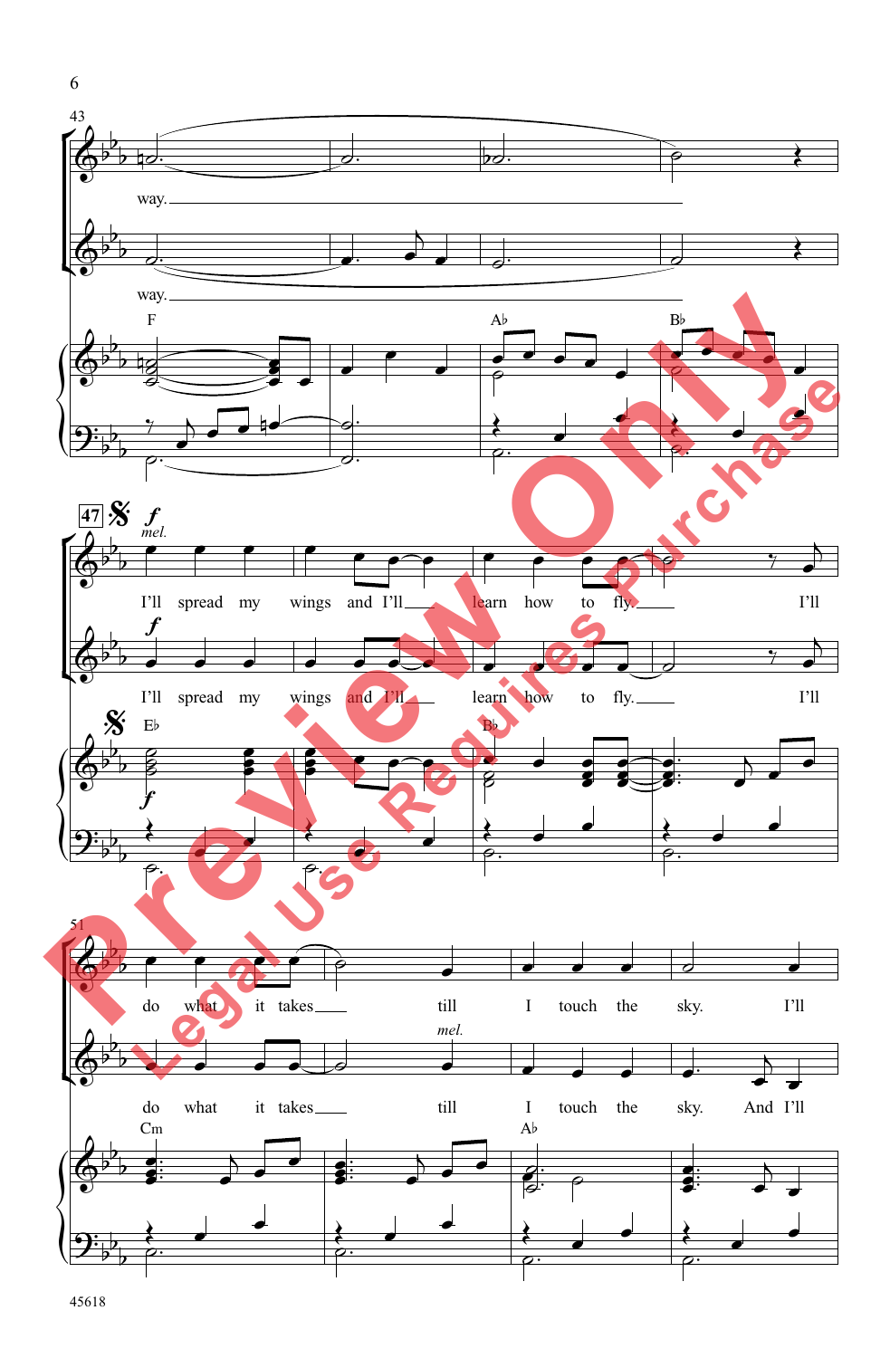43

way.

way.

F Ab Bb

47

*f* *mel.*

I'll spread my wings and I'll learn how to fly. I'll

*f*

I'll spread my wings and I'll learn how to fly. I'll

Eb Bb

*f*

51

do what it takes till I touch the sky. I'll

*mel.*

do what it takes till I touch the sky. And I'll

Cm Ab

45618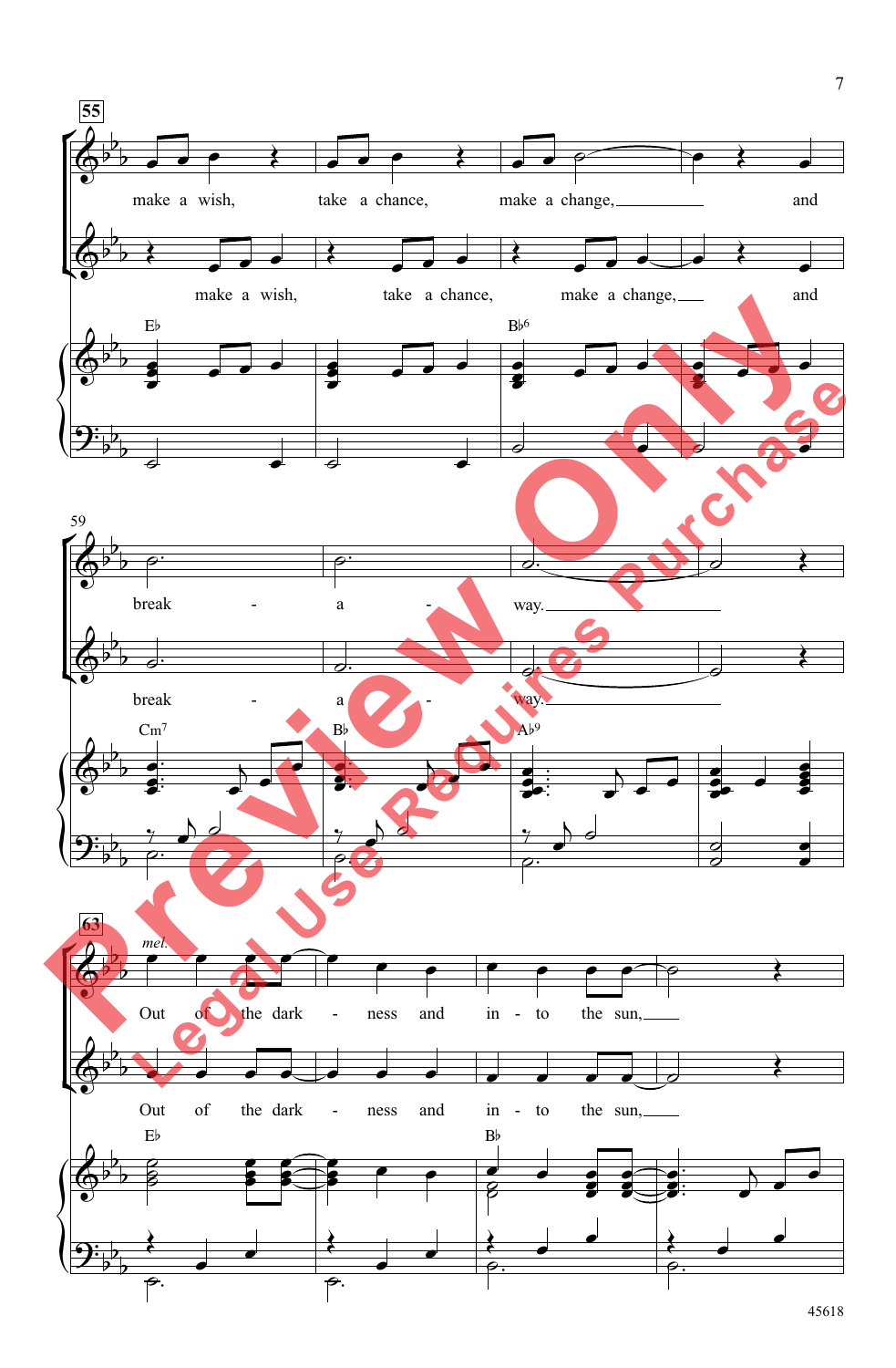55

make a wish, take a chance, make a change, and

make a wish, take a chance, make a change, and

E♭ B♭6

59

break - a - way.

break - a - way.

Cm7 B♭ A♭9

63

*mel.*

Out of the dark - ness and in - to the sun,

Out of the dark - ness and in - to the sun,

E♭ B♭

Preview Only

Legal Use Requires Purchase

45618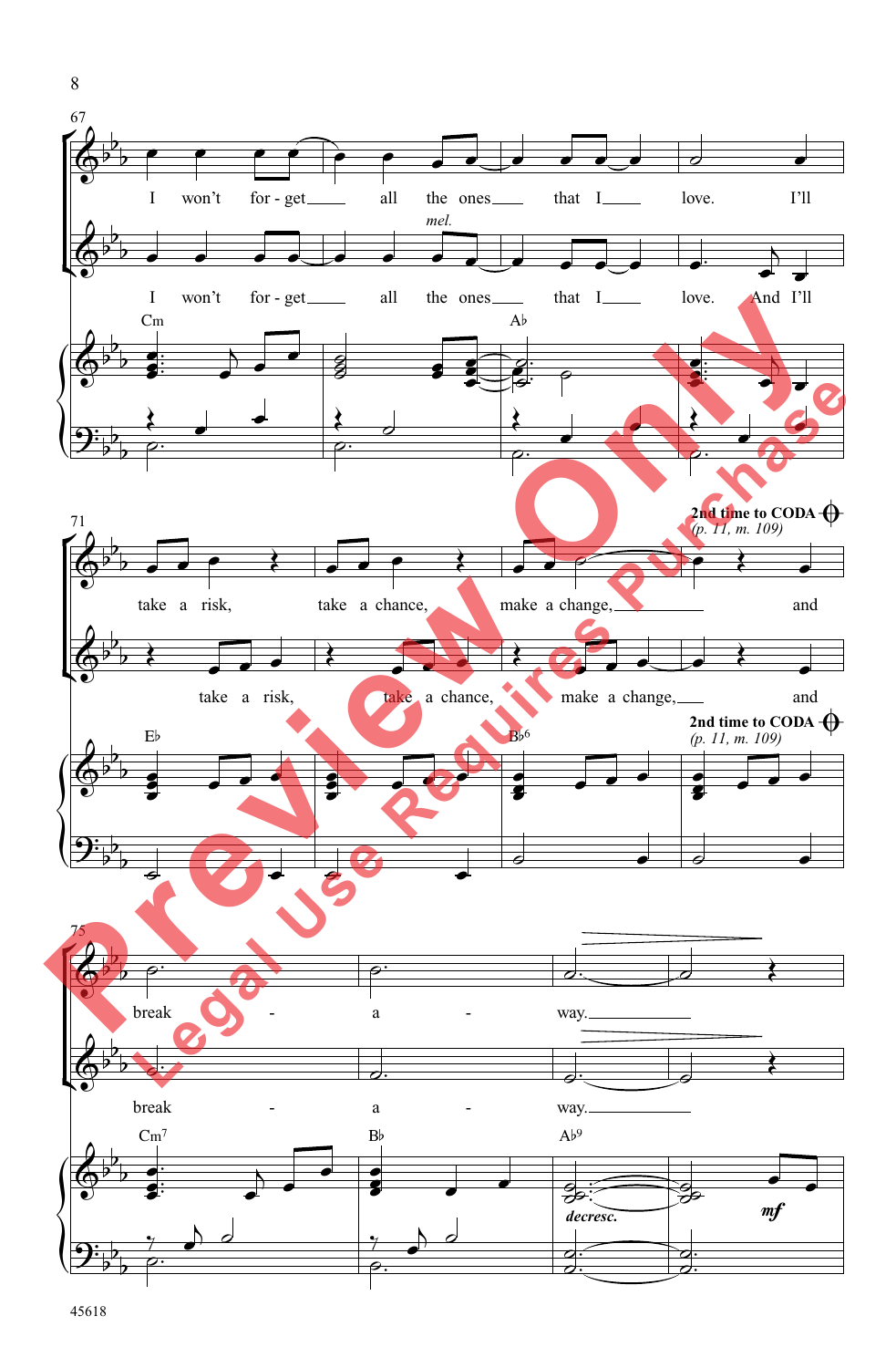67

I won't for - get all the ones that I love. I'll

*mel.*

I won't for - get all the ones that I love. And I'll

Cm Ab

71

**2nd time to CODA** (*p. 11, m. 109*)

take a risk, take a chance, make a change, and

take a risk, take a chance, make a change, and

Eb Bb6

**2nd time to CODA** (*p. 11, m. 109*)

75

break - a - way.

break - a - way.

Cm7 Bb Ab9

*decresc.* *mf*

Preview Only
Legal Use Requires Purchase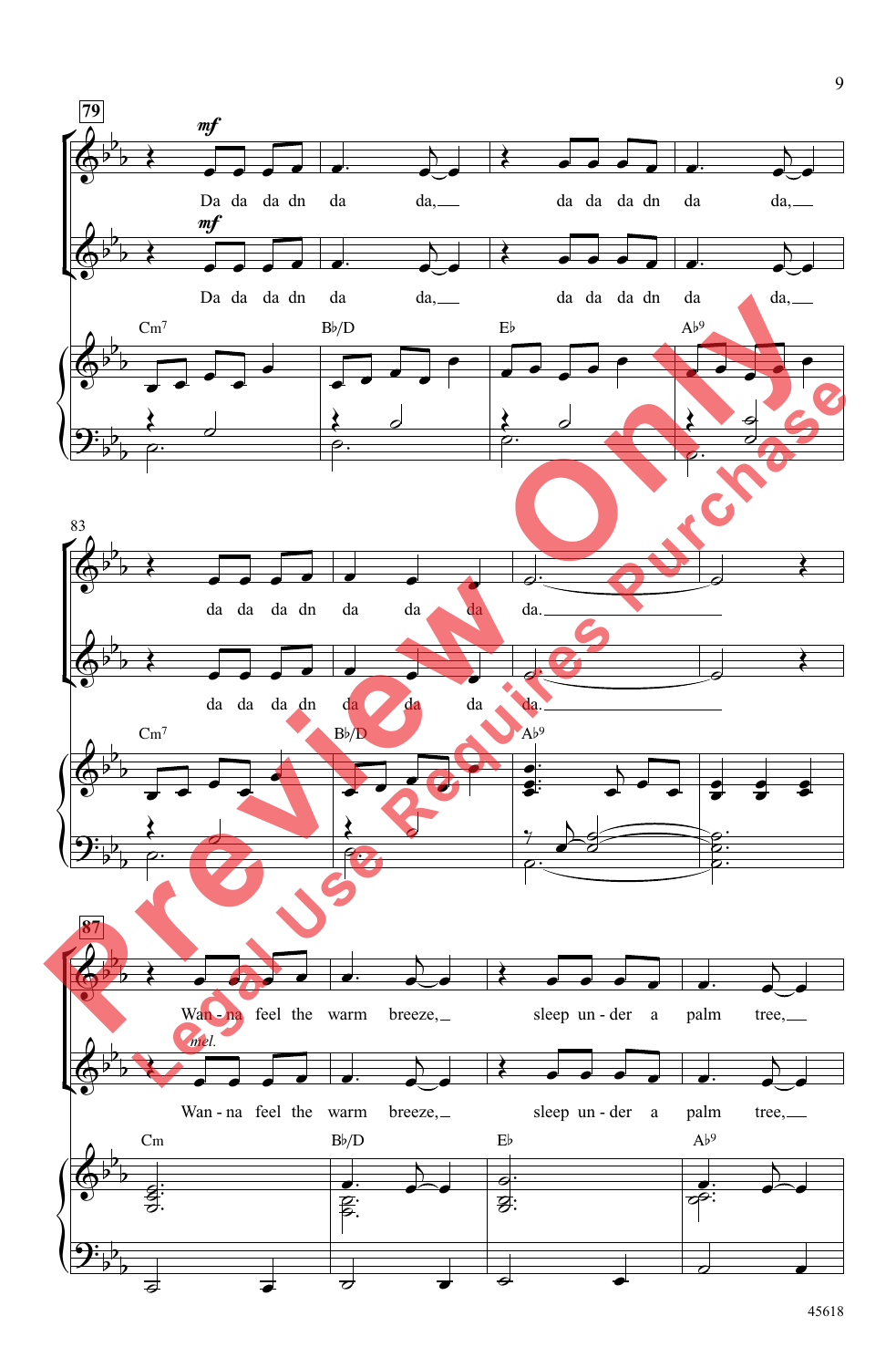79

*mf*

Da da da dn da da, da da da dn da da,

*mf*

Da da da dn da da, da da da dn da da,

Cm7 B♭/D E♭ A♭9

83

da da da dn da da da da.

da da da dn da da da da.

Cm7 B♭/D A♭9

87

Wan - na feel the warm breeze, sleep un - der a palm tree,

*mel.*

Wan - na feel the warm breeze, sleep un - der a palm tree,

Cm B♭/D E♭ A♭9

45618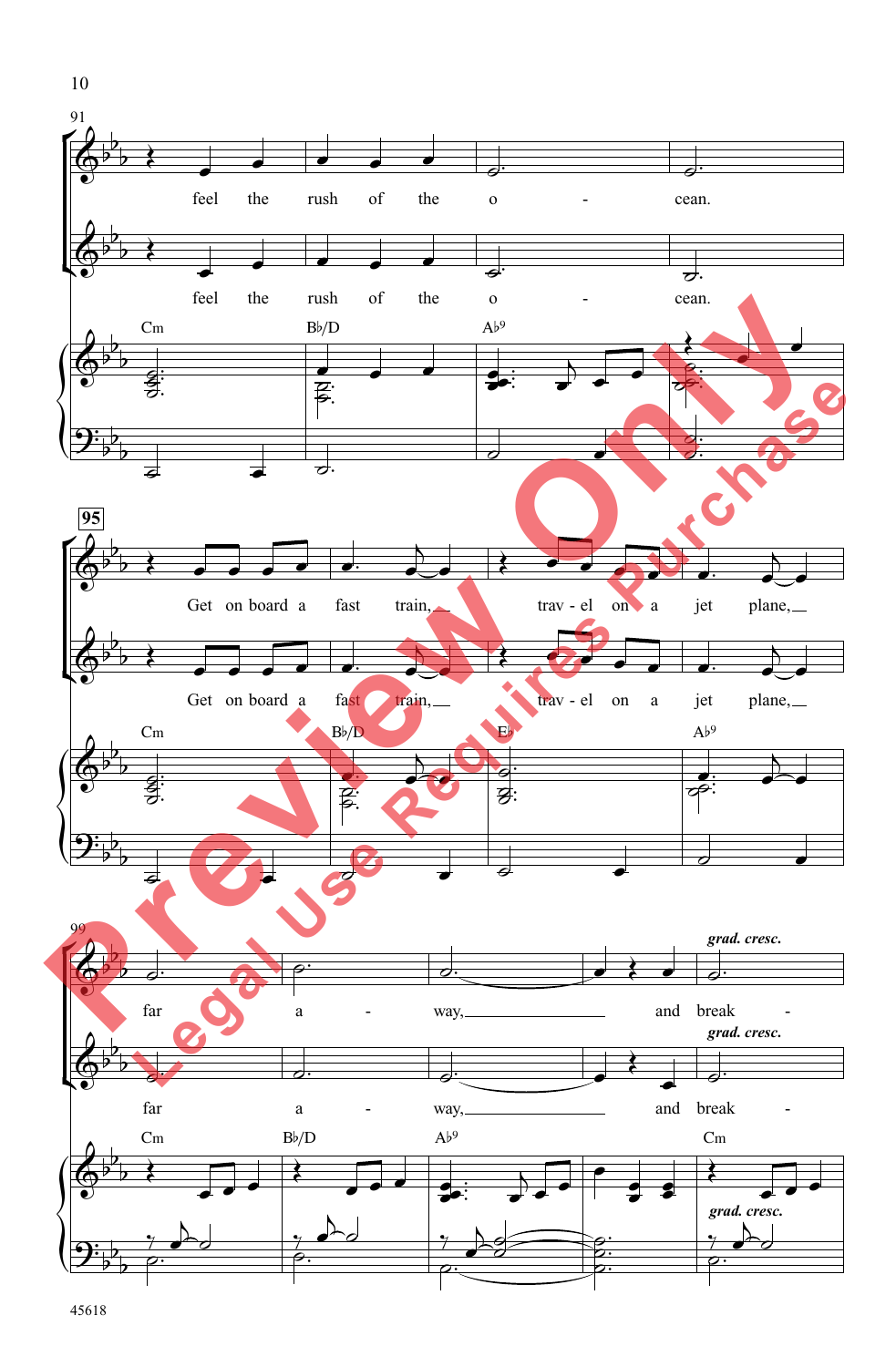feel the rush of the o - cean.

feel the rush of the o - cean.

Cm Bb/D Ab9

**95**

Get on board a fast train, trav - el on a jet plane,

Get on board a fast train, trav - el on a jet plane,

Cm Bb/D Eb Ab9

far a - way, and break -

far a - way, and break -

*grad. cresc.*

Cm Bb/D Ab9 Cm

*grad. cresc.*

45618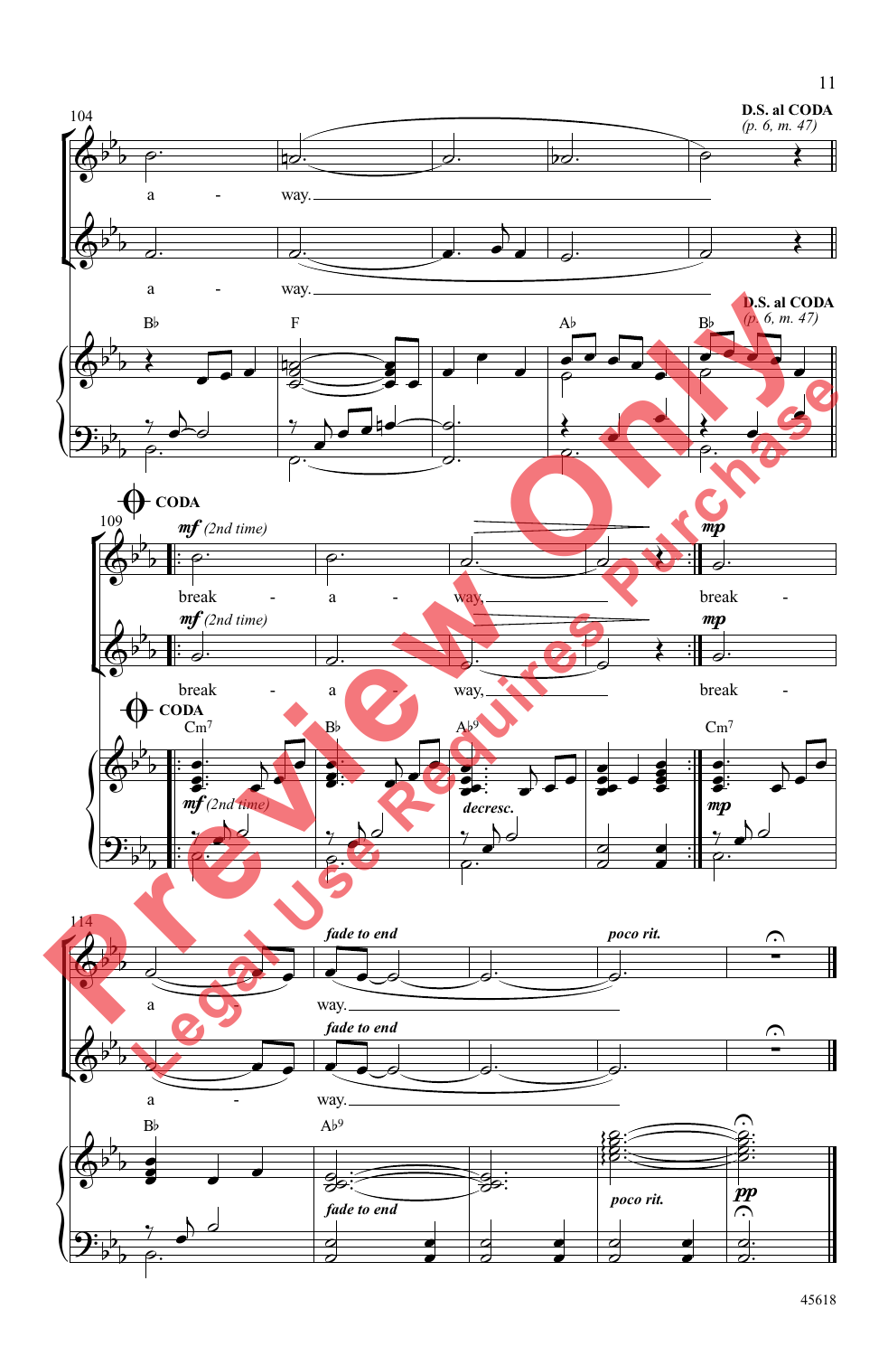104

**D.S. al CODA**
*(p. 6, m. 47)*

a - way.

a - way.

B♭ F A♭ B♭

**CODA**

109

*mf (2nd time)*

break - a - way, break -

*mf (2nd time)*

break - a - way, break -

Cm⁷ B♭ A♭⁹ Cm⁷

*mf (2nd time)*

*decresc.*

*mp*

114

*fade to end* *poco rit.*

a - way.

*fade to end*

a - way.

B♭ A♭⁹

*fade to end*

*poco rit.*

*pp*

45618